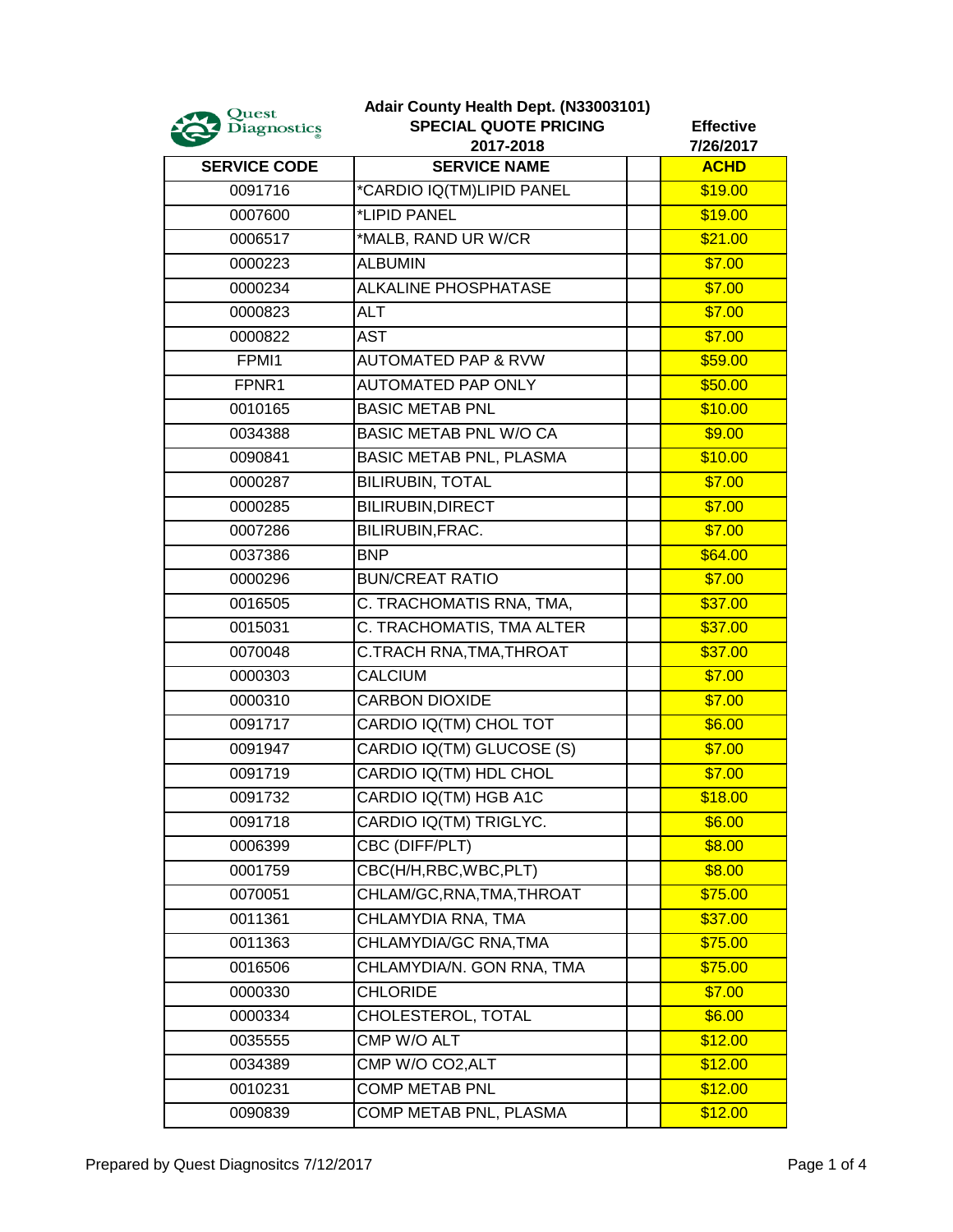Quest Diagnostics

# Adair County Health Dept. (N33003101)

## SPECIAL QUOTE PRICING

**2017-2018**

**Effective 7/26/2017**

| SERVICE CODE | SERVICE NAME | | ACHD |
|---|---|---|---|
| 0091716 | *CARDIO IQ(TM)LIPID PANEL | | $19.00 |
| 0007600 | *LIPID PANEL | | $19.00 |
| 0006517 | *MALB, RAND UR W/CR | | $21.00 |
| 0000223 | ALBUMIN | | $7.00 |
| 0000234 | ALKALINE PHOSPHATASE | | $7.00 |
| 0000823 | ALT | | $7.00 |
| 0000822 | AST | | $7.00 |
| FPMI1 | AUTOMATED PAP & RVW | | $59.00 |
| FPNR1 | AUTOMATED PAP ONLY | | $50.00 |
| 0010165 | BASIC METAB PNL | | $10.00 |
| 0034388 | BASIC METAB PNL W/O CA | | $9.00 |
| 0090841 | BASIC METAB PNL, PLASMA | | $10.00 |
| 0000287 | BILIRUBIN, TOTAL | | $7.00 |
| 0000285 | BILIRUBIN,DIRECT | | $7.00 |
| 0007286 | BILIRUBIN,FRAC. | | $7.00 |
| 0037386 | BNP | | $64.00 |
| 0000296 | BUN/CREAT RATIO | | $7.00 |
| 0016505 | C. TRACHOMATIS RNA, TMA, | | $37.00 |
| 0015031 | C. TRACHOMATIS, TMA ALTER | | $37.00 |
| 0070048 | C.TRACH RNA,TMA,THROAT | | $37.00 |
| 0000303 | CALCIUM | | $7.00 |
| 0000310 | CARBON DIOXIDE | | $7.00 |
| 0091717 | CARDIO IQ(TM) CHOL TOT | | $6.00 |
| 0091947 | CARDIO IQ(TM) GLUCOSE (S) | | $7.00 |
| 0091719 | CARDIO IQ(TM) HDL CHOL | | $7.00 |
| 0091732 | CARDIO IQ(TM) HGB A1C | | $18.00 |
| 0091718 | CARDIO IQ(TM) TRIGLYC. | | $6.00 |
| 0006399 | CBC (DIFF/PLT) | | $8.00 |
| 0001759 | CBC(H/H,RBC,WBC,PLT) | | $8.00 |
| 0070051 | CHLAM/GC,RNA,TMA,THROAT | | $75.00 |
| 0011361 | CHLAMYDIA RNA, TMA | | $37.00 |
| 0011363 | CHLAMYDIA/GC RNA,TMA | | $75.00 |
| 0016506 | CHLAMYDIA/N. GON RNA, TMA | | $75.00 |
| 0000330 | CHLORIDE | | $7.00 |
| 0000334 | CHOLESTEROL, TOTAL | | $6.00 |
| 0035555 | CMP W/O ALT | | $12.00 |
| 0034389 | CMP W/O CO2,ALT | | $12.00 |
| 0010231 | COMP METAB PNL | | $12.00 |
| 0090839 | COMP METAB PNL, PLASMA | | $12.00 |

Prepared by Quest Diagnositcs 7/12/2017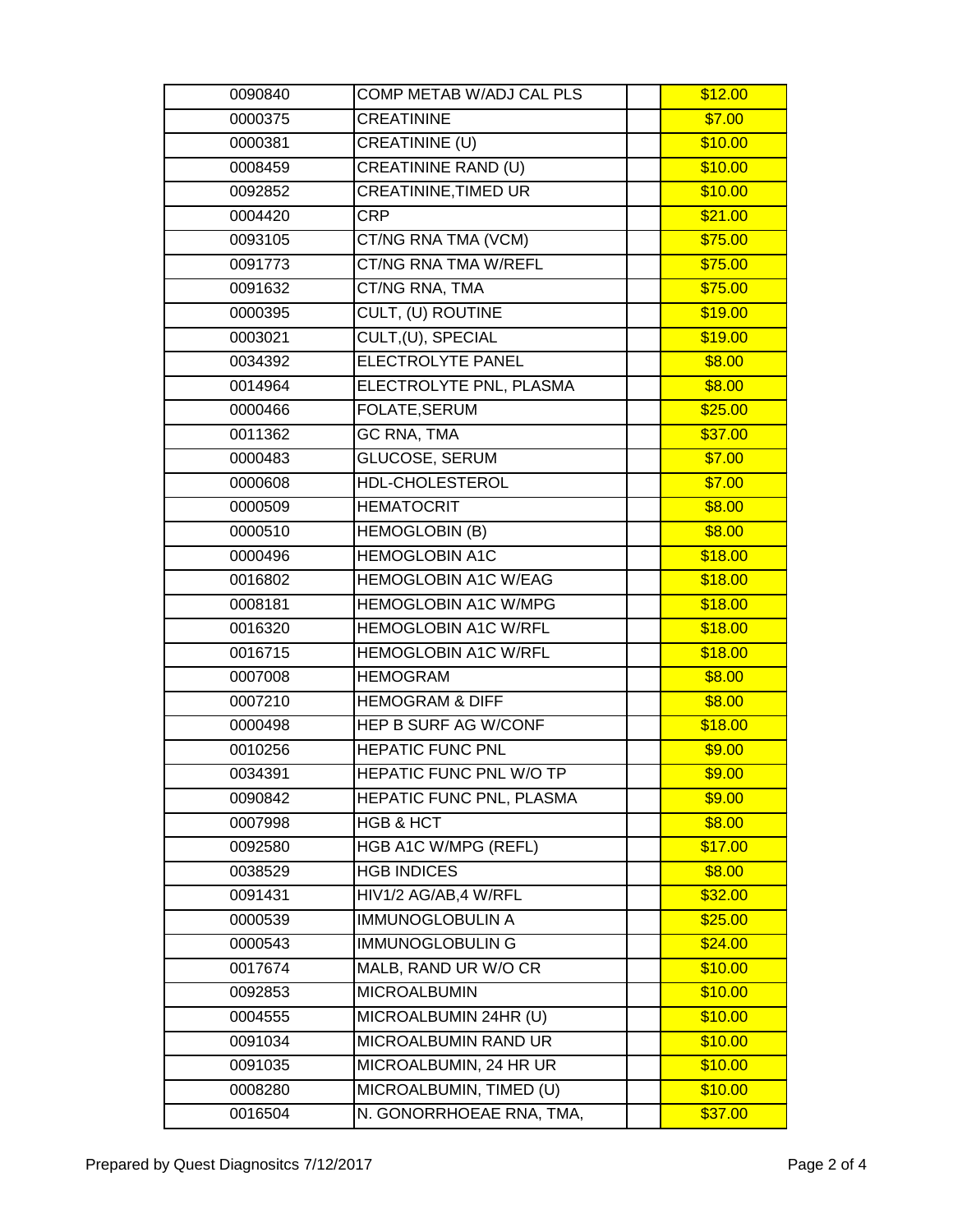| | | | |
|---|---|---|---|
| 0090840 | COMP METAB W/ADJ CAL PLS | | $12.00 |
| 0000375 | CREATININE | | $7.00 |
| 0000381 | CREATININE (U) | | $10.00 |
| 0008459 | CREATININE RAND (U) | | $10.00 |
| 0092852 | CREATININE,TIMED UR | | $10.00 |
| 0004420 | CRP | | $21.00 |
| 0093105 | CT/NG RNA TMA (VCM) | | $75.00 |
| 0091773 | CT/NG RNA TMA W/REFL | | $75.00 |
| 0091632 | CT/NG RNA, TMA | | $75.00 |
| 0000395 | CULT, (U) ROUTINE | | $19.00 |
| 0003021 | CULT,(U), SPECIAL | | $19.00 |
| 0034392 | ELECTROLYTE PANEL | | $8.00 |
| 0014964 | ELECTROLYTE PNL, PLASMA | | $8.00 |
| 0000466 | FOLATE,SERUM | | $25.00 |
| 0011362 | GC RNA, TMA | | $37.00 |
| 0000483 | GLUCOSE, SERUM | | $7.00 |
| 0000608 | HDL-CHOLESTEROL | | $7.00 |
| 0000509 | HEMATOCRIT | | $8.00 |
| 0000510 | HEMOGLOBIN (B) | | $8.00 |
| 0000496 | HEMOGLOBIN A1C | | $18.00 |
| 0016802 | HEMOGLOBIN A1C W/EAG | | $18.00 |
| 0008181 | HEMOGLOBIN A1C W/MPG | | $18.00 |
| 0016320 | HEMOGLOBIN A1C W/RFL | | $18.00 |
| 0016715 | HEMOGLOBIN A1C W/RFL | | $18.00 |
| 0007008 | HEMOGRAM | | $8.00 |
| 0007210 | HEMOGRAM & DIFF | | $8.00 |
| 0000498 | HEP B SURF AG W/CONF | | $18.00 |
| 0010256 | HEPATIC FUNC PNL | | $9.00 |
| 0034391 | HEPATIC FUNC PNL W/O TP | | $9.00 |
| 0090842 | HEPATIC FUNC PNL, PLASMA | | $9.00 |
| 0007998 | HGB & HCT | | $8.00 |
| 0092580 | HGB A1C W/MPG (REFL) | | $17.00 |
| 0038529 | HGB INDICES | | $8.00 |
| 0091431 | HIV1/2 AG/AB,4 W/RFL | | $32.00 |
| 0000539 | IMMUNOGLOBULIN A | | $25.00 |
| 0000543 | IMMUNOGLOBULIN G | | $24.00 |
| 0017674 | MALB, RAND UR W/O CR | | $10.00 |
| 0092853 | MICROALBUMIN | | $10.00 |
| 0004555 | MICROALBUMIN 24HR (U) | | $10.00 |
| 0091034 | MICROALBUMIN RAND UR | | $10.00 |
| 0091035 | MICROALBUMIN, 24 HR UR | | $10.00 |
| 0008280 | MICROALBUMIN, TIMED (U) | | $10.00 |
| 0016504 | N. GONORRHOEAE RNA, TMA, | | $37.00 |

Prepared by Quest Diagnositcs 7/12/2017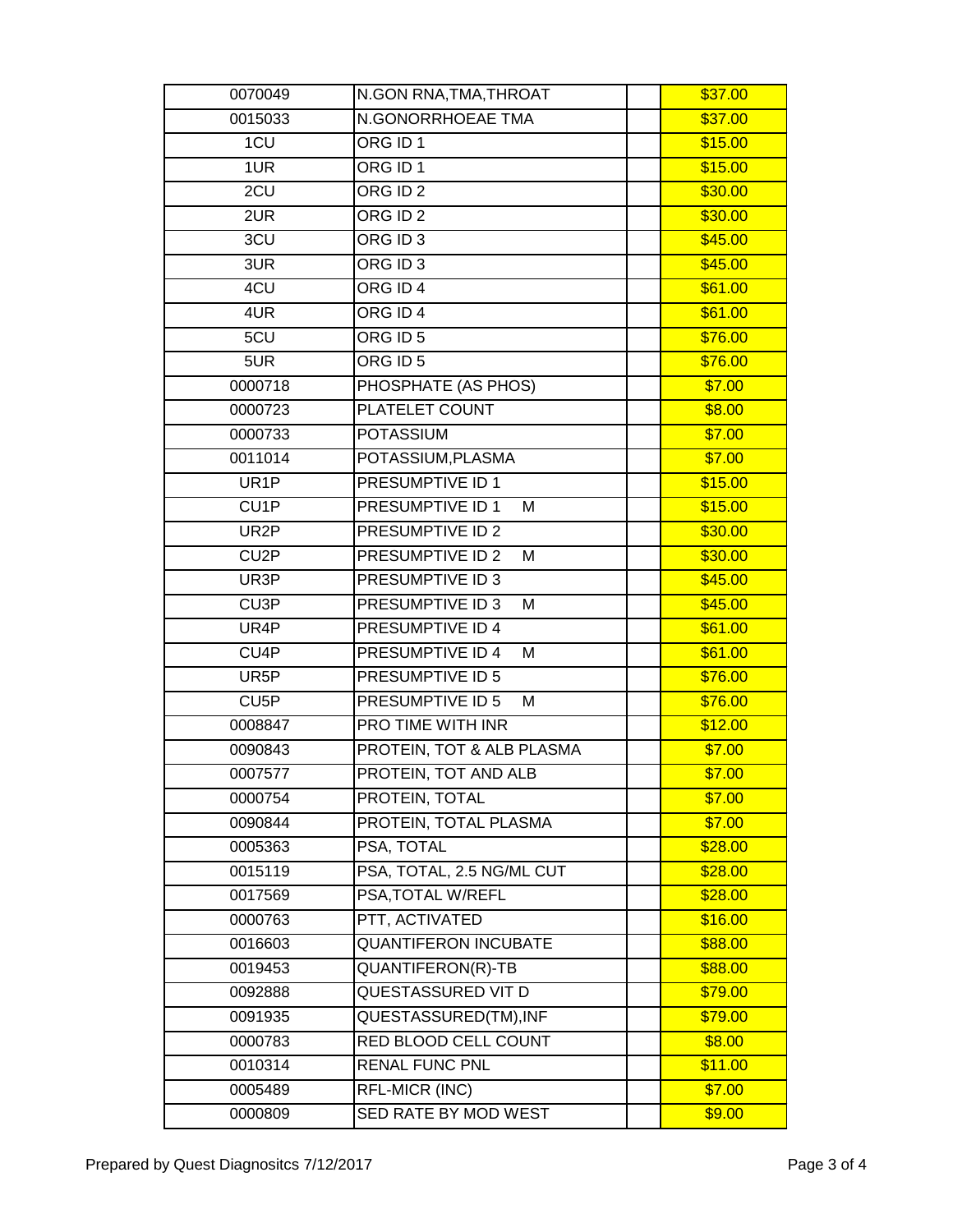| | | | |
|---|---|---|---|
| 0070049 | N.GON RNA,TMA,THROAT | | $37.00 |
| 0015033 | N.GONORRHOEAE TMA | | $37.00 |
| 1CU | ORG ID 1 | | $15.00 |
| 1UR | ORG ID 1 | | $15.00 |
| 2CU | ORG ID 2 | | $30.00 |
| 2UR | ORG ID 2 | | $30.00 |
| 3CU | ORG ID 3 | | $45.00 |
| 3UR | ORG ID 3 | | $45.00 |
| 4CU | ORG ID 4 | | $61.00 |
| 4UR | ORG ID 4 | | $61.00 |
| 5CU | ORG ID 5 | | $76.00 |
| 5UR | ORG ID 5 | | $76.00 |
| 0000718 | PHOSPHATE (AS PHOS) | | $7.00 |
| 0000723 | PLATELET COUNT | | $8.00 |
| 0000733 | POTASSIUM | | $7.00 |
| 0011014 | POTASSIUM,PLASMA | | $7.00 |
| UR1P | PRESUMPTIVE ID 1 | | $15.00 |
| CU1P | PRESUMPTIVE ID 1 M | | $15.00 |
| UR2P | PRESUMPTIVE ID 2 | | $30.00 |
| CU2P | PRESUMPTIVE ID 2 M | | $30.00 |
| UR3P | PRESUMPTIVE ID 3 | | $45.00 |
| CU3P | PRESUMPTIVE ID 3 M | | $45.00 |
| UR4P | PRESUMPTIVE ID 4 | | $61.00 |
| CU4P | PRESUMPTIVE ID 4 M | | $61.00 |
| UR5P | PRESUMPTIVE ID 5 | | $76.00 |
| CU5P | PRESUMPTIVE ID 5 M | | $76.00 |
| 0008847 | PRO TIME WITH INR | | $12.00 |
| 0090843 | PROTEIN, TOT & ALB PLASMA | | $7.00 |
| 0007577 | PROTEIN, TOT AND ALB | | $7.00 |
| 0000754 | PROTEIN, TOTAL | | $7.00 |
| 0090844 | PROTEIN, TOTAL PLASMA | | $7.00 |
| 0005363 | PSA, TOTAL | | $28.00 |
| 0015119 | PSA, TOTAL, 2.5 NG/ML CUT | | $28.00 |
| 0017569 | PSA,TOTAL W/REFL | | $28.00 |
| 0000763 | PTT, ACTIVATED | | $16.00 |
| 0016603 | QUANTIFERON INCUBATE | | $88.00 |
| 0019453 | QUANTIFERON(R)-TB | | $88.00 |
| 0092888 | QUESTASSURED VIT D | | $79.00 |
| 0091935 | QUESTASSURED(TM),INF | | $79.00 |
| 0000783 | RED BLOOD CELL COUNT | | $8.00 |
| 0010314 | RENAL FUNC PNL | | $11.00 |
| 0005489 | RFL-MICR (INC) | | $7.00 |
| 0000809 | SED RATE BY MOD WEST | | $9.00 |

Prepared by Quest Diagnositcs 7/12/2017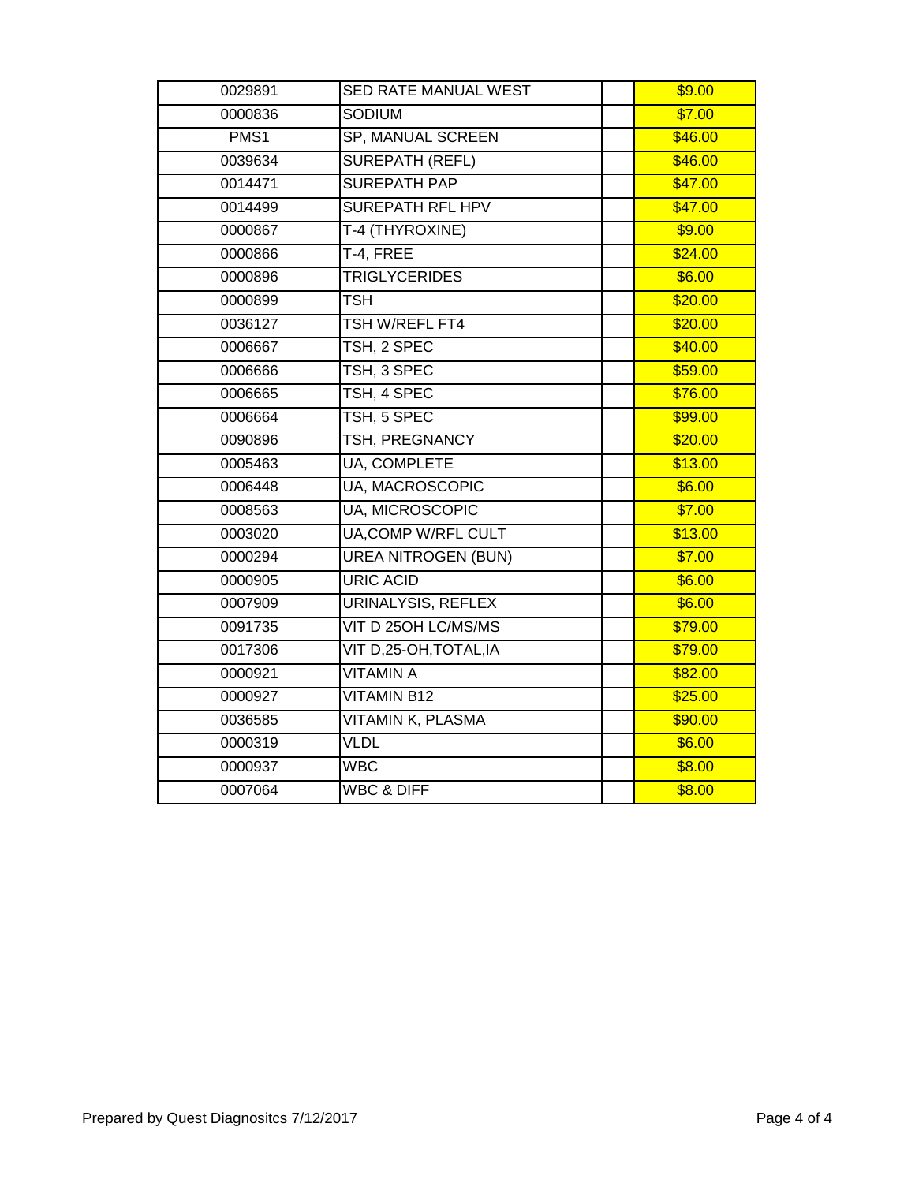| | | | |
|---|---|---|---|
| 0029891 | SED RATE MANUAL WEST | | $9.00 |
| 0000836 | SODIUM | | $7.00 |
| PMS1 | SP, MANUAL SCREEN | | $46.00 |
| 0039634 | SUREPATH (REFL) | | $46.00 |
| 0014471 | SUREPATH PAP | | $47.00 |
| 0014499 | SUREPATH RFL HPV | | $47.00 |
| 0000867 | T-4 (THYROXINE) | | $9.00 |
| 0000866 | T-4, FREE | | $24.00 |
| 0000896 | TRIGLYCERIDES | | $6.00 |
| 0000899 | TSH | | $20.00 |
| 0036127 | TSH W/REFL FT4 | | $20.00 |
| 0006667 | TSH, 2 SPEC | | $40.00 |
| 0006666 | TSH, 3 SPEC | | $59.00 |
| 0006665 | TSH, 4 SPEC | | $76.00 |
| 0006664 | TSH, 5 SPEC | | $99.00 |
| 0090896 | TSH, PREGNANCY | | $20.00 |
| 0005463 | UA, COMPLETE | | $13.00 |
| 0006448 | UA, MACROSCOPIC | | $6.00 |
| 0008563 | UA, MICROSCOPIC | | $7.00 |
| 0003020 | UA,COMP W/RFL CULT | | $13.00 |
| 0000294 | UREA NITROGEN (BUN) | | $7.00 |
| 0000905 | URIC ACID | | $6.00 |
| 0007909 | URINALYSIS, REFLEX | | $6.00 |
| 0091735 | VIT D 25OH LC/MS/MS | | $79.00 |
| 0017306 | VIT D,25-OH,TOTAL,IA | | $79.00 |
| 0000921 | VITAMIN A | | $82.00 |
| 0000927 | VITAMIN B12 | | $25.00 |
| 0036585 | VITAMIN K, PLASMA | | $90.00 |
| 0000319 | VLDL | | $6.00 |
| 0000937 | WBC | | $8.00 |
| 0007064 | WBC & DIFF | | $8.00 |

Prepared by Quest Diagnositcs 7/12/2017